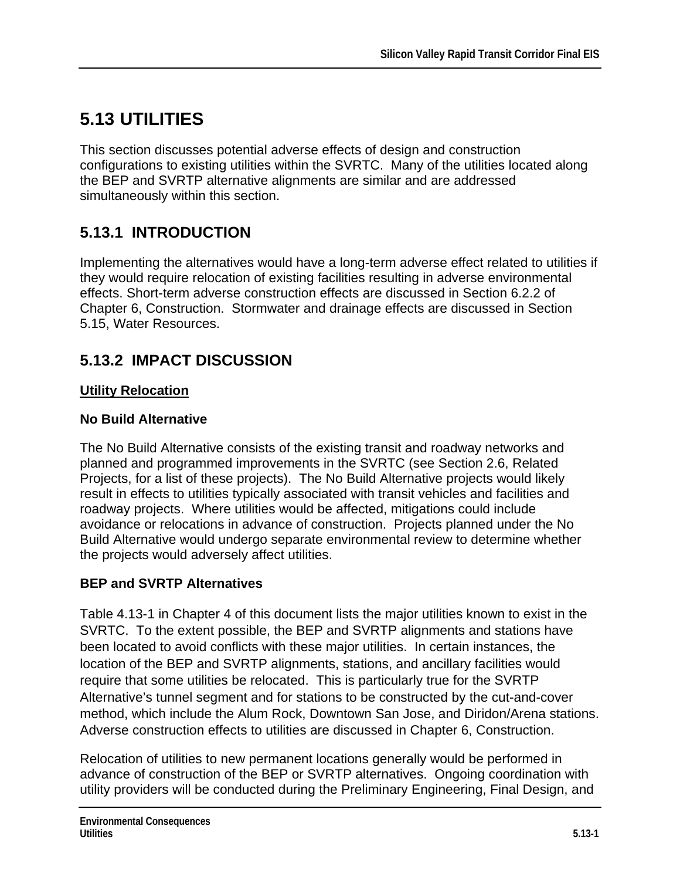# 5.13 UTILITIES

This section discusses potential adverse effects of design and construction configurations to existing utilities within the SVRTC. Many of the utilities located along the BEP and SVRTP alternative alignments are similar and are addressed simultaneously within this section.

## 5.13.1 INTRODUCTION

Implementing the alternatives would have a long-term adverse effect related to utilities if they would require relocation of existing facilities resulting in adverse environmental effects. Short-term adverse construction effects are discussed in Section 6.2.2 of Chapter 6, Construction. Stormwater and drainage effects are discussed in Section 5.15, Water Resources.

## 5.13.2 IMPACT DISCUSSION

<u>**Utility Relocation**</u>

### No Build Alternative

The No Build Alternative consists of the existing transit and roadway networks and planned and programmed improvements in the SVRTC (see Section 2.6, Related Projects, for a list of these projects). The No Build Alternative projects would likely result in effects to utilities typically associated with transit vehicles and facilities and roadway projects. Where utilities would be affected, mitigations could include avoidance or relocations in advance of construction. Projects planned under the No Build Alternative would undergo separate environmental review to determine whether the projects would adversely affect utilities.

### BEP and SVRTP Alternatives

Table 4.13-1 in Chapter 4 of this document lists the major utilities known to exist in the SVRTC. To the extent possible, the BEP and SVRTP alignments and stations have been located to avoid conflicts with these major utilities. In certain instances, the location of the BEP and SVRTP alignments, stations, and ancillary facilities would require that some utilities be relocated. This is particularly true for the SVRTP Alternative's tunnel segment and for stations to be constructed by the cut-and-cover method, which include the Alum Rock, Downtown San Jose, and Diridon/Arena stations. Adverse construction effects to utilities are discussed in Chapter 6, Construction.

Relocation of utilities to new permanent locations generally would be performed in advance of construction of the BEP or SVRTP alternatives. Ongoing coordination with utility providers will be conducted during the Preliminary Engineering, Final Design, and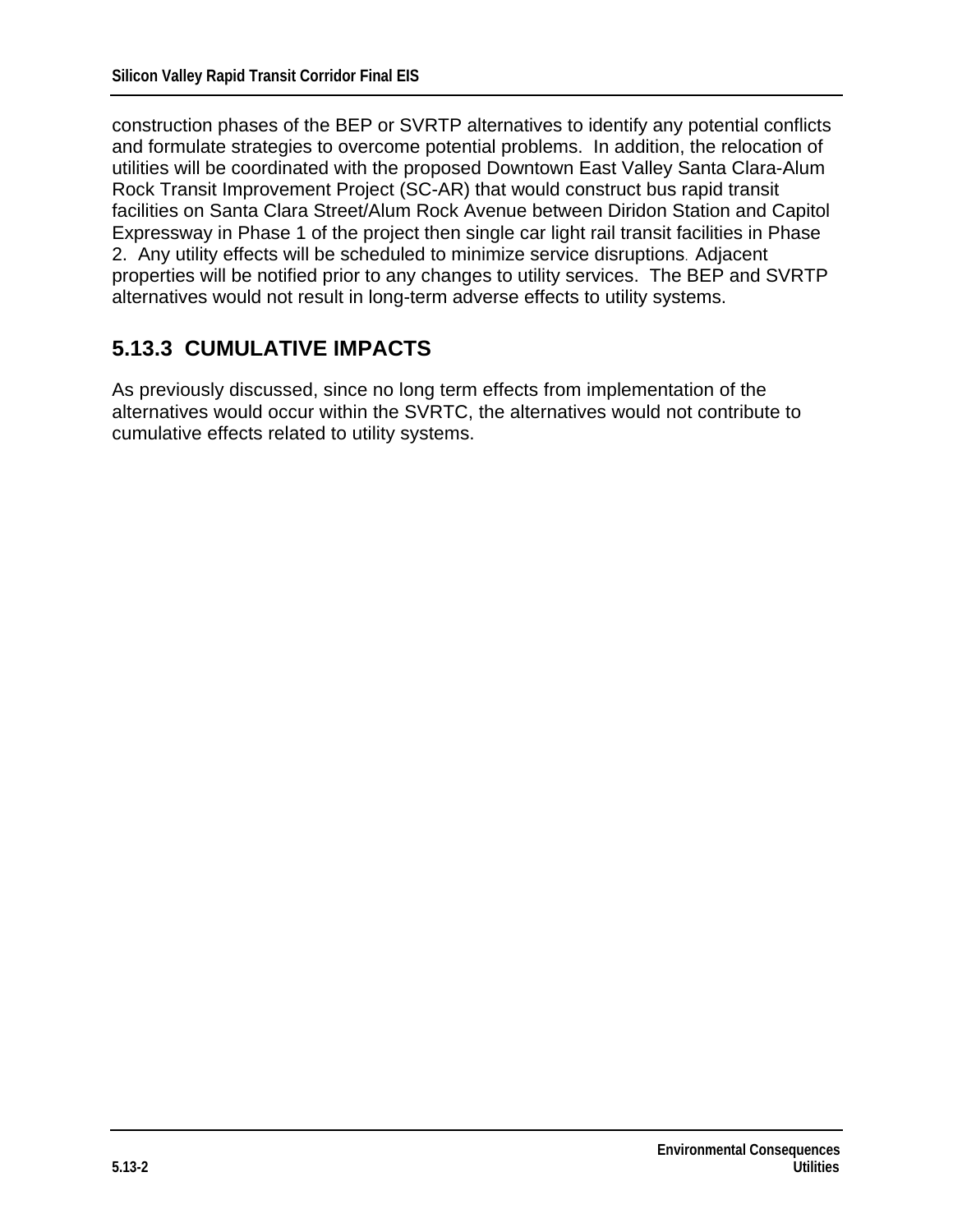construction phases of the BEP or SVRTP alternatives to identify any potential conflicts and formulate strategies to overcome potential problems. In addition, the relocation of utilities will be coordinated with the proposed Downtown East Valley Santa Clara-Alum Rock Transit Improvement Project (SC-AR) that would construct bus rapid transit facilities on Santa Clara Street/Alum Rock Avenue between Diridon Station and Capitol Expressway in Phase 1 of the project then single car light rail transit facilities in Phase 2. Any utility effects will be scheduled to minimize service disruptions. Adjacent properties will be notified prior to any changes to utility services. The BEP and SVRTP alternatives would not result in long-term adverse effects to utility systems.

## 5.13.3 CUMULATIVE IMPACTS

As previously discussed, since no long term effects from implementation of the alternatives would occur within the SVRTC, the alternatives would not contribute to cumulative effects related to utility systems.